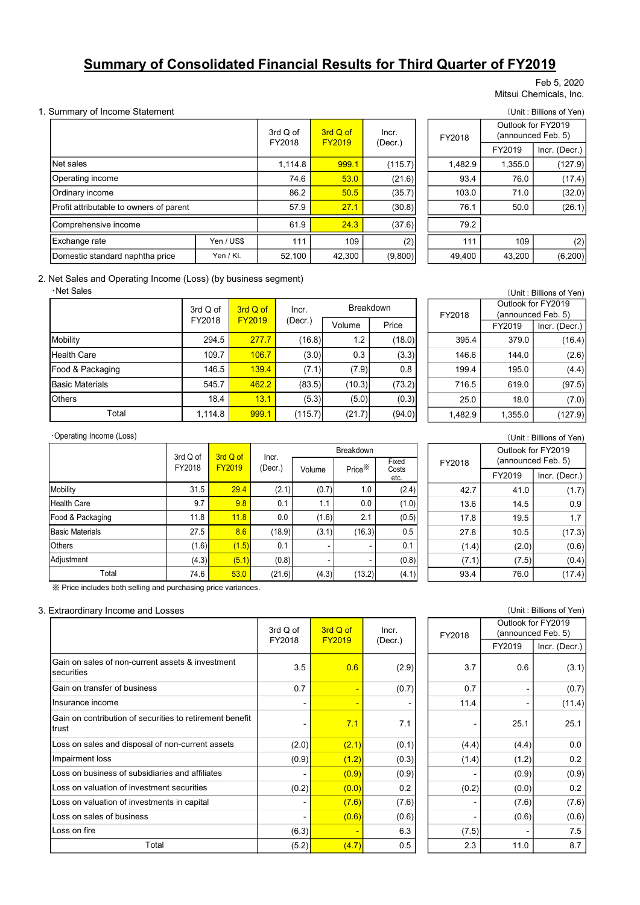# Summary of Consolidated Financial Results for Third Quarter of FY2019

Feb 5, 2020
Mitsui Chemicals, Inc.

## 1. Summary of Income Statement

(Unit : Billions of Yen)

| | | 3rd Q of FY2018 | 3rd Q of FY2019 | Incr. (Decr.) | FY2018 | Outlook for FY2019 (announced Feb. 5) | |
|---|---|---|---|---|---|---|---|
| | | | | | | FY2019 | Incr. (Decr.) |
| Net sales | | 1,114.8 | 999.1 | (115.7) | 1,482.9 | 1,355.0 | (127.9) |
| Operating income | | 74.6 | 53.0 | (21.6) | 93.4 | 76.0 | (17.4) |
| Ordinary income | | 86.2 | 50.5 | (35.7) | 103.0 | 71.0 | (32.0) |
| Profit attributable to owners of parent | | 57.9 | 27.1 | (30.8) | 76.1 | 50.0 | (26.1) |
| Comprehensive income | | 61.9 | 24.3 | (37.6) | 79.2 | | |
| Exchange rate | Yen / US$ | 111 | 109 | (2) | 111 | 109 | (2) |
| Domestic standard naphtha price | Yen / KL | 52,100 | 42,300 | (9,800) | 49,400 | 43,200 | (6,200) |

## 2. Net Sales and Operating Income (Loss) (by business segment)

・Net Sales

(Unit : Billions of Yen)

| | 3rd Q of FY2018 | 3rd Q of FY2019 | Incr. (Decr.) | Breakdown | | FY2018 | Outlook for FY2019 (announced Feb. 5) | |
|---|---|---|---|---|---|---|---|---|
| | | | | Volume | Price | | FY2019 | Incr. (Decr.) |
| Mobility | 294.5 | 277.7 | (16.8) | 1.2 | (18.0) | 395.4 | 379.0 | (16.4) |
| Health Care | 109.7 | 106.7 | (3.0) | 0.3 | (3.3) | 146.6 | 144.0 | (2.6) |
| Food & Packaging | 146.5 | 139.4 | (7.1) | (7.9) | 0.8 | 199.4 | 195.0 | (4.4) |
| Basic Materials | 545.7 | 462.2 | (83.5) | (10.3) | (73.2) | 716.5 | 619.0 | (97.5) |
| Others | 18.4 | 13.1 | (5.3) | (5.0) | (0.3) | 25.0 | 18.0 | (7.0) |
| Total | 1,114.8 | 999.1 | (115.7) | (21.7) | (94.0) | 1,482.9 | 1,355.0 | (127.9) |

・Operating Income (Loss)

(Unit : Billions of Yen)

| | 3rd Q of FY2018 | 3rd Q of FY2019 | Incr. (Decr.) | Breakdown | | | FY2018 | Outlook for FY2019 (announced Feb. 5) | |
|---|---|---|---|---|---|---|---|---|---|
| | | | | Volume | Price※ | Fixed Costs etc. | | FY2019 | Incr. (Decr.) |
| Mobility | 31.5 | 29.4 | (2.1) | (0.7) | 1.0 | (2.4) | 42.7 | 41.0 | (1.7) |
| Health Care | 9.7 | 9.8 | 0.1 | 1.1 | 0.0 | (1.0) | 13.6 | 14.5 | 0.9 |
| Food & Packaging | 11.8 | 11.8 | 0.0 | (1.6) | 2.1 | (0.5) | 17.8 | 19.5 | 1.7 |
| Basic Materials | 27.5 | 8.6 | (18.9) | (3.1) | (16.3) | 0.5 | 27.8 | 10.5 | (17.3) |
| Others | (1.6) | (1.5) | 0.1 | - | - | 0.1 | (1.4) | (2.0) | (0.6) |
| Adjustment | (4.3) | (5.1) | (0.8) | - | - | (0.8) | (7.1) | (7.5) | (0.4) |
| Total | 74.6 | 53.0 | (21.6) | (4.3) | (13.2) | (4.1) | 93.4 | 76.0 | (17.4) |

※ Price includes both selling and purchasing price variances.

## 3. Extraordinary Income and Losses

(Unit : Billions of Yen)

| | 3rd Q of FY2018 | 3rd Q of FY2019 | Incr. (Decr.) | FY2018 | Outlook for FY2019 (announced Feb. 5) | |
|---|---|---|---|---|---|---|
| | | | | | FY2019 | Incr. (Decr.) |
| Gain on sales of non-current assets & investment securities | 3.5 | 0.6 | (2.9) | 3.7 | 0.6 | (3.1) |
| Gain on transfer of business | 0.7 | - | (0.7) | 0.7 | - | (0.7) |
| Insurance income | - | - | - | 11.4 | - | (11.4) |
| Gain on contribution of securities to retirement benefit trust | - | 7.1 | 7.1 | - | 25.1 | 25.1 |
| Loss on sales and disposal of non-current assets | (2.0) | (2.1) | (0.1) | (4.4) | (4.4) | 0.0 |
| Impairment loss | (0.9) | (1.2) | (0.3) | (1.4) | (1.2) | 0.2 |
| Loss on business of subsidiaries and affiliates | - | (0.9) | (0.9) | - | (0.9) | (0.9) |
| Loss on valuation of investment securities | (0.2) | (0.0) | 0.2 | (0.2) | (0.0) | 0.2 |
| Loss on valuation of investments in capital | - | (7.6) | (7.6) | - | (7.6) | (7.6) |
| Loss on sales of business | - | (0.6) | (0.6) | - | (0.6) | (0.6) |
| Loss on fire | (6.3) | - | 6.3 | (7.5) | - | 7.5 |
| Total | (5.2) | (4.7) | 0.5 | 2.3 | 11.0 | 8.7 |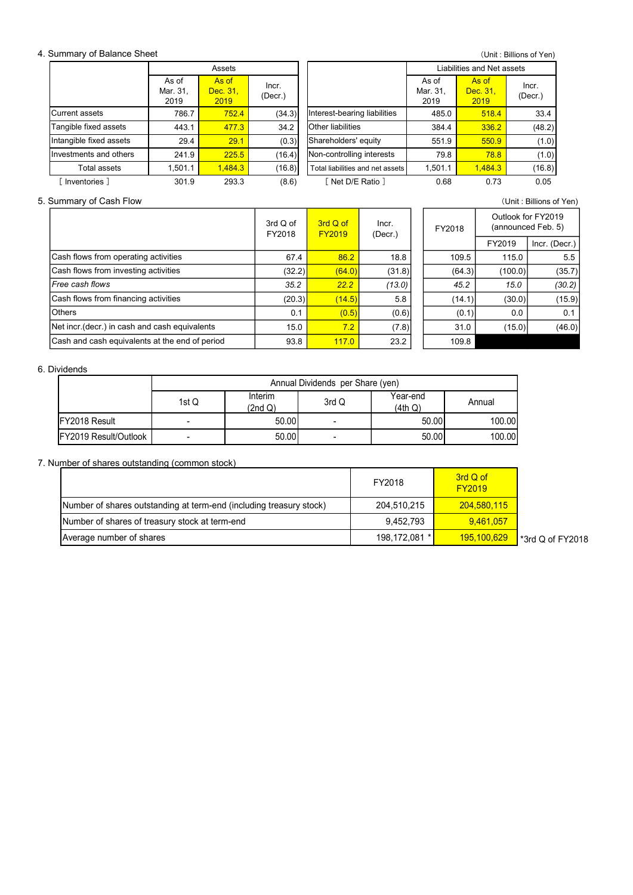## 4. Summary of Balance Sheet

(Unit : Billions of Yen)

| | Assets | | | | Liabilities and Net assets | | |
|---|---|---|---|---|---|---|---|
| | As of Mar. 31, 2019 | As of Dec. 31, 2019 | Incr. (Decr.) | | As of Mar. 31, 2019 | As of Dec. 31, 2019 | Incr. (Decr.) |
| Current assets | 786.7 | 752.4 | (34.3) | Interest-bearing liabilities | 485.0 | 518.4 | 33.4 |
| Tangible fixed assets | 443.1 | 477.3 | 34.2 | Other liabilities | 384.4 | 336.2 | (48.2) |
| Intangible fixed assets | 29.4 | 29.1 | (0.3) | Shareholders' equity | 551.9 | 550.9 | (1.0) |
| Investments and others | 241.9 | 225.5 | (16.4) | Non-controlling interests | 79.8 | 78.8 | (1.0) |
| Total assets | 1,501.1 | 1,484.3 | (16.8) | Total liabilities and net assets | 1,501.1 | 1,484.3 | (16.8) |
| [ Inventories ] | 301.9 | 293.3 | (8.6) | [ Net D/E Ratio ] | 0.68 | 0.73 | 0.05 |

## 5. Summary of Cash Flow

(Unit : Billions of Yen)

| | 3rd Q of FY2018 | 3rd Q of FY2019 | Incr. (Decr.) | FY2018 | Outlook for FY2019 (announced Feb. 5) | |
|---|---|---|---|---|---|---|
| | | | | | FY2019 | Incr. (Decr.) |
| Cash flows from operating activities | 67.4 | 86.2 | 18.8 | 109.5 | 115.0 | 5.5 |
| Cash flows from investing activities | (32.2) | (64.0) | (31.8) | (64.3) | (100.0) | (35.7) |
| *Free cash flows* | *35.2* | *22.2* | *(13.0)* | *45.2* | *15.0* | *(30.2)* |
| Cash flows from financing activities | (20.3) | (14.5) | 5.8 | (14.1) | (30.0) | (15.9) |
| Others | 0.1 | (0.5) | (0.6) | (0.1) | 0.0 | 0.1 |
| Net incr.(decr.) in cash and cash equivalents | 15.0 | 7.2 | (7.8) | 31.0 | (15.0) | (46.0) |
| Cash and cash equivalents at the end of period | 93.8 | 117.0 | 23.2 | 109.8 | | |

## 6. Dividends

| | Annual Dividends per Share (yen) | | | | |
|---|---|---|---|---|---|
| | 1st Q | Interim (2nd Q) | 3rd Q | Year-end (4th Q) | Annual |
| FY2018 Result | - | 50.00 | - | 50.00 | 100.00 |
| FY2019 Result/Outlook | - | 50.00 | - | 50.00 | 100.00 |

## 7. Number of shares outstanding (common stock)

| | FY2018 | 3rd Q of FY2019 |
|---|---|---|
| Number of shares outstanding at term-end (including treasury stock) | 204,510,215 | 204,580,115 |
| Number of shares of treasury stock at term-end | 9,452,793 | 9,461,057 |
| Average number of shares | 198,172,081 * | 195,100,629 |

*3rd Q of FY2018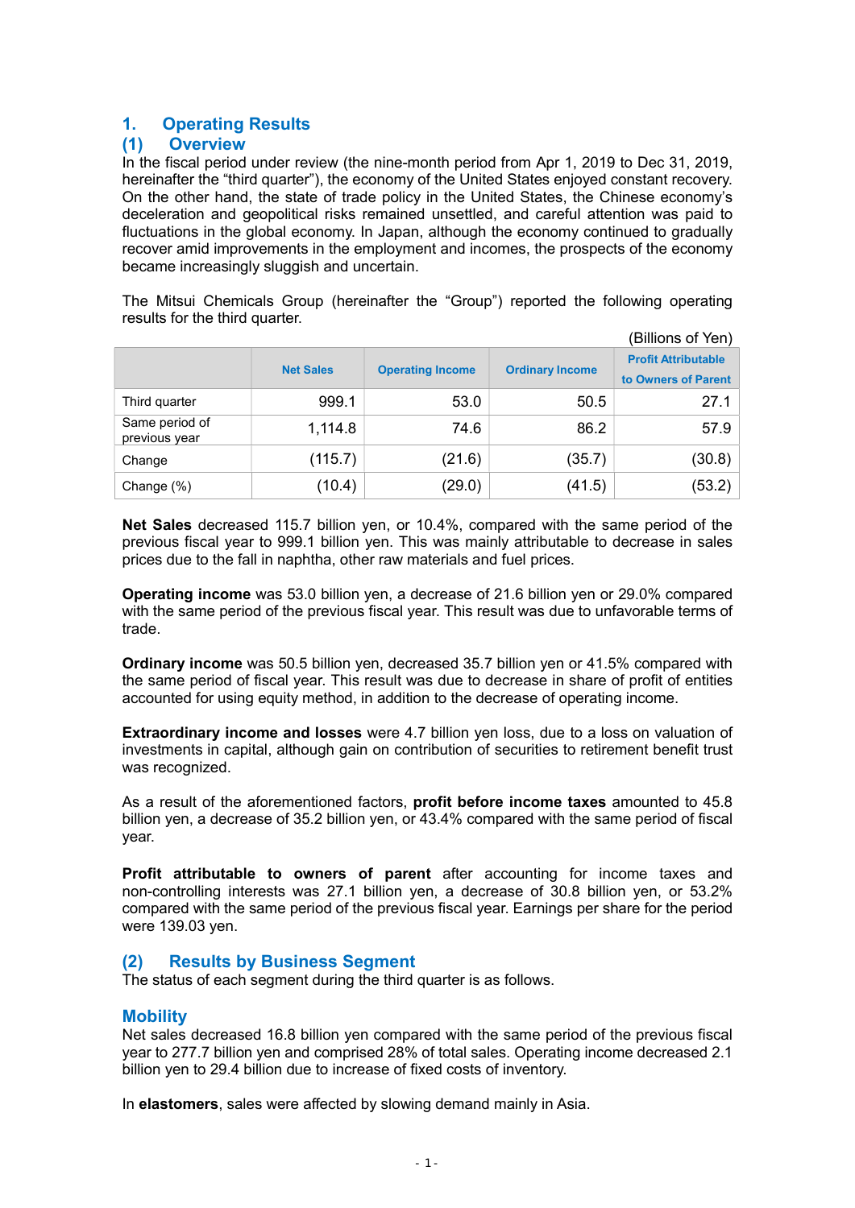# 1. Operating Results

## (1) Overview

In the fiscal period under review (the nine-month period from Apr 1, 2019 to Dec 31, 2019, hereinafter the "third quarter"), the economy of the United States enjoyed constant recovery. On the other hand, the state of trade policy in the United States, the Chinese economy's deceleration and geopolitical risks remained unsettled, and careful attention was paid to fluctuations in the global economy. In Japan, although the economy continued to gradually recover amid improvements in the employment and incomes, the prospects of the economy became increasingly sluggish and uncertain.

The Mitsui Chemicals Group (hereinafter the "Group") reported the following operating results for the third quarter.

(Billions of Yen)

| | Net Sales | Operating Income | Ordinary Income | Profit Attributable to Owners of Parent |
|---|---|---|---|---|
| Third quarter | 999.1 | 53.0 | 50.5 | 27.1 |
| Same period of previous year | 1,114.8 | 74.6 | 86.2 | 57.9 |
| Change | (115.7) | (21.6) | (35.7) | (30.8) |
| Change (%) | (10.4) | (29.0) | (41.5) | (53.2) |

**Net Sales** decreased 115.7 billion yen, or 10.4%, compared with the same period of the previous fiscal year to 999.1 billion yen. This was mainly attributable to decrease in sales prices due to the fall in naphtha, other raw materials and fuel prices.

**Operating income** was 53.0 billion yen, a decrease of 21.6 billion yen or 29.0% compared with the same period of the previous fiscal year. This result was due to unfavorable terms of trade.

**Ordinary income** was 50.5 billion yen, decreased 35.7 billion yen or 41.5% compared with the same period of fiscal year. This result was due to decrease in share of profit of entities accounted for using equity method, in addition to the decrease of operating income.

**Extraordinary income and losses** were 4.7 billion yen loss, due to a loss on valuation of investments in capital, although gain on contribution of securities to retirement benefit trust was recognized.

As a result of the aforementioned factors, **profit before income taxes** amounted to 45.8 billion yen, a decrease of 35.2 billion yen, or 43.4% compared with the same period of fiscal year.

**Profit attributable to owners of parent** after accounting for income taxes and non-controlling interests was 27.1 billion yen, a decrease of 30.8 billion yen, or 53.2% compared with the same period of the previous fiscal year. Earnings per share for the period were 139.03 yen.

## (2) Results by Business Segment

The status of each segment during the third quarter is as follows.

### Mobility

Net sales decreased 16.8 billion yen compared with the same period of the previous fiscal year to 277.7 billion yen and comprised 28% of total sales. Operating income decreased 2.1 billion yen to 29.4 billion yen due to increase of fixed costs of inventory.

In **elastomers**, sales were affected by slowing demand mainly in Asia.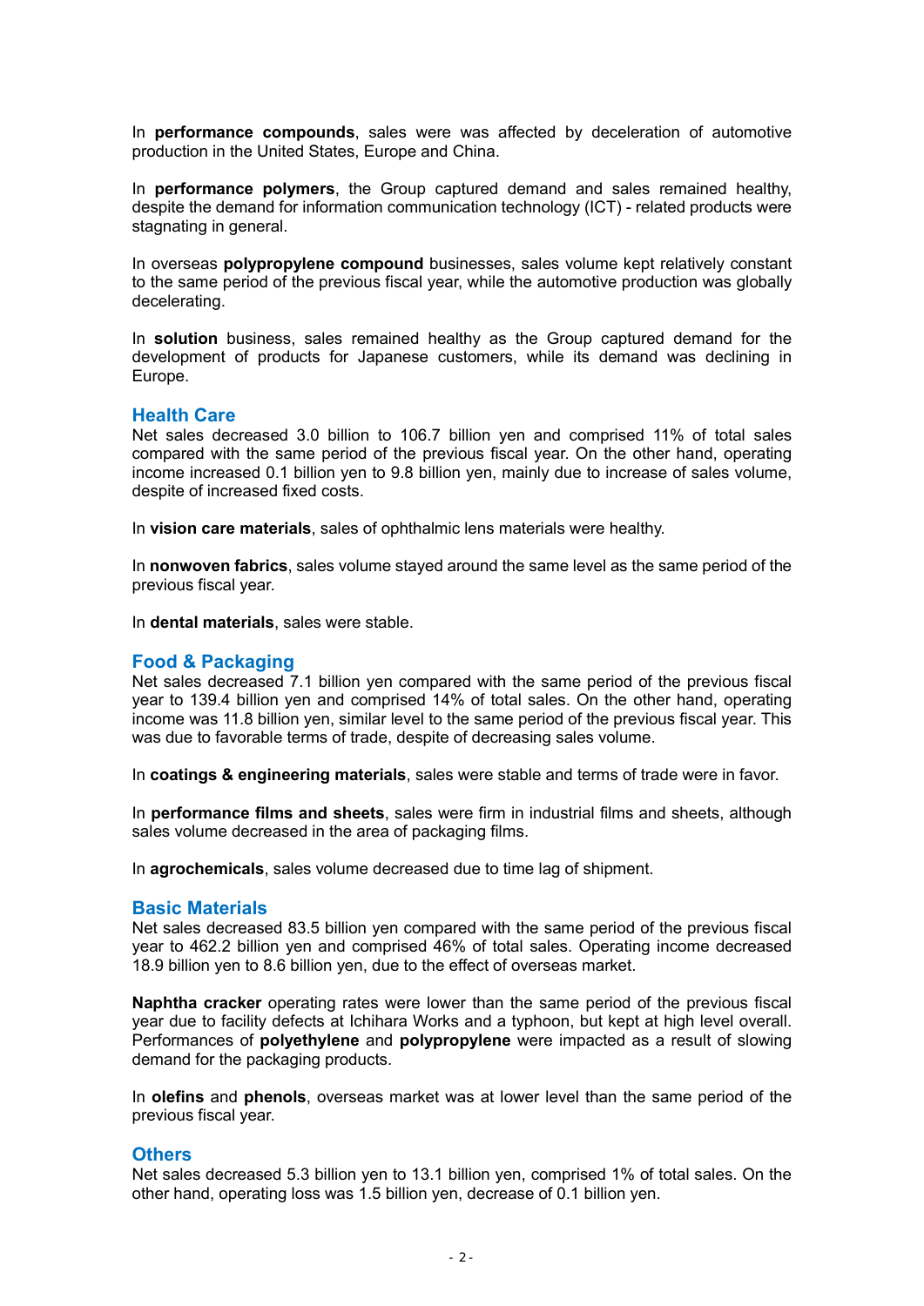In **performance compounds**, sales were was affected by deceleration of automotive production in the United States, Europe and China.

In **performance polymers**, the Group captured demand and sales remained healthy, despite the demand for information communication technology (ICT) - related products were stagnating in general.

In overseas **polypropylene compound** businesses, sales volume kept relatively constant to the same period of the previous fiscal year, while the automotive production was globally decelerating.

In **solution** business, sales remained healthy as the Group captured demand for the development of products for Japanese customers, while its demand was declining in Europe.

## Health Care

Net sales decreased 3.0 billion to 106.7 billion yen and comprised 11% of total sales compared with the same period of the previous fiscal year. On the other hand, operating income increased 0.1 billion yen to 9.8 billion yen, mainly due to increase of sales volume, despite of increased fixed costs.

In **vision care materials**, sales of ophthalmic lens materials were healthy.

In **nonwoven fabrics**, sales volume stayed around the same level as the same period of the previous fiscal year.

In **dental materials**, sales were stable.

## Food & Packaging

Net sales decreased 7.1 billion yen compared with the same period of the previous fiscal year to 139.4 billion yen and comprised 14% of total sales. On the other hand, operating income was 11.8 billion yen, similar level to the same period of the previous fiscal year. This was due to favorable terms of trade, despite of decreasing sales volume.

In **coatings & engineering materials**, sales were stable and terms of trade were in favor.

In **performance films and sheets**, sales were firm in industrial films and sheets, although sales volume decreased in the area of packaging films.

In **agrochemicals**, sales volume decreased due to time lag of shipment.

## Basic Materials

Net sales decreased 83.5 billion yen compared with the same period of the previous fiscal year to 462.2 billion yen and comprised 46% of total sales. Operating income decreased 18.9 billion yen to 8.6 billion yen, due to the effect of overseas market.

**Naphtha cracker** operating rates were lower than the same period of the previous fiscal year due to facility defects at Ichihara Works and a typhoon, but kept at high level overall. Performances of **polyethylene** and **polypropylene** were impacted as a result of slowing demand for the packaging products.

In **olefins** and **phenols**, overseas market was at lower level than the same period of the previous fiscal year.

## Others

Net sales decreased 5.3 billion yen to 13.1 billion yen, comprised 1% of total sales. On the other hand, operating loss was 1.5 billion yen, decrease of 0.1 billion yen.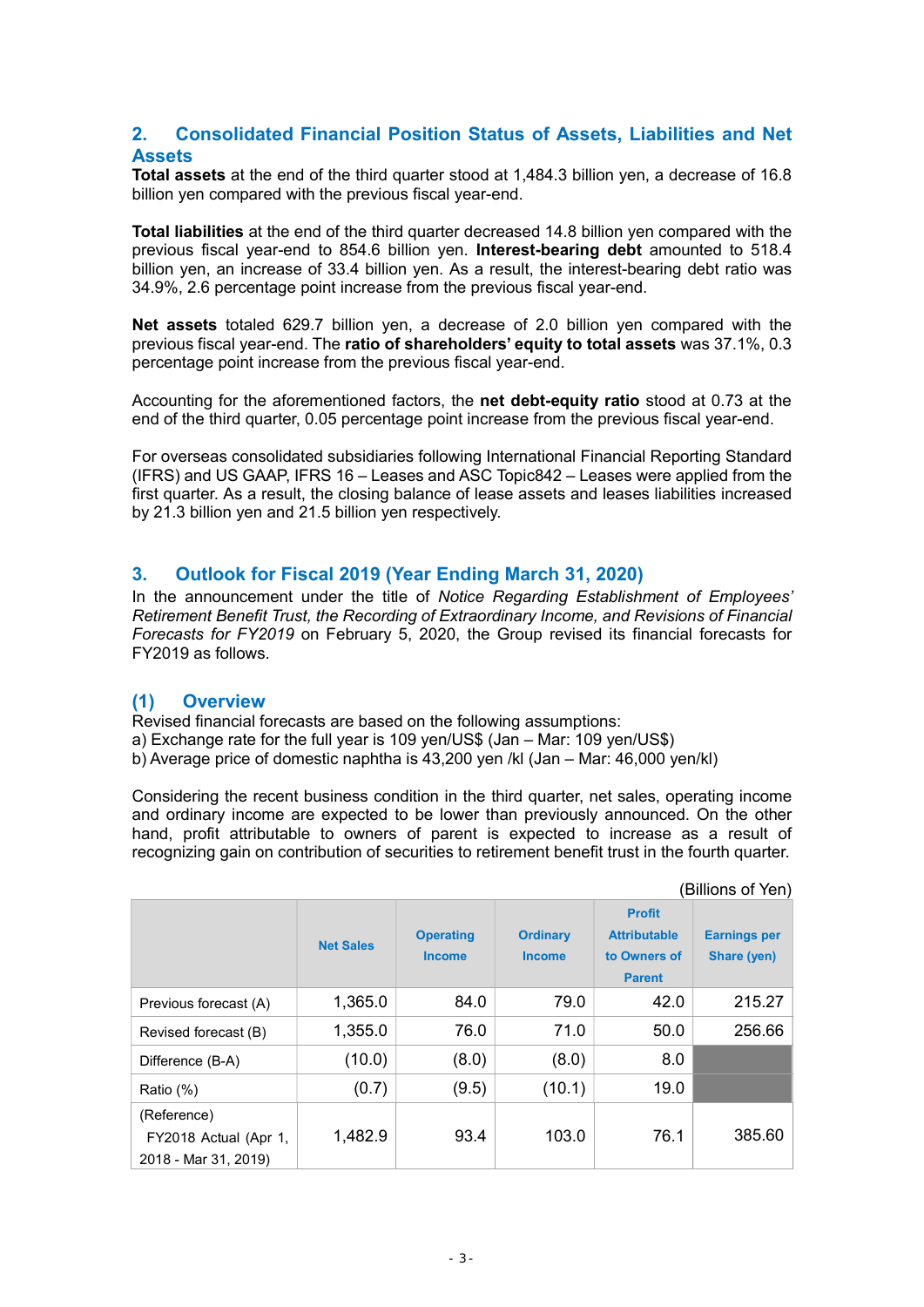## 2. Consolidated Financial Position Status of Assets, Liabilities and Net Assets

**Total assets** at the end of the third quarter stood at 1,484.3 billion yen, a decrease of 16.8 billion yen compared with the previous fiscal year-end.

**Total liabilities** at the end of the third quarter decreased 14.8 billion yen compared with the previous fiscal year-end to 854.6 billion yen. **Interest-bearing debt** amounted to 518.4 billion yen, an increase of 33.4 billion yen. As a result, the interest-bearing debt ratio was 34.9%, 2.6 percentage point increase from the previous fiscal year-end.

**Net assets** totaled 629.7 billion yen, a decrease of 2.0 billion yen compared with the previous fiscal year-end. The **ratio of shareholders' equity to total assets** was 37.1%, 0.3 percentage point increase from the previous fiscal year-end.

Accounting for the aforementioned factors, the **net debt-equity ratio** stood at 0.73 at the end of the third quarter, 0.05 percentage point increase from the previous fiscal year-end.

For overseas consolidated subsidiaries following International Financial Reporting Standard (IFRS) and US GAAP, IFRS 16 – Leases and ASC Topic842 – Leases were applied from the first quarter. As a result, the closing balance of lease assets and leases liabilities increased by 21.3 billion yen and 21.5 billion yen respectively.

## 3. Outlook for Fiscal 2019 (Year Ending March 31, 2020)

In the announcement under the title of *Notice Regarding Establishment of Employees' Retirement Benefit Trust, the Recording of Extraordinary Income, and Revisions of Financial Forecasts for FY2019* on February 5, 2020, the Group revised its financial forecasts for FY2019 as follows.

### (1) Overview

Revised financial forecasts are based on the following assumptions:
a) Exchange rate for the full year is 109 yen/US$ (Jan – Mar: 109 yen/US$)
b) Average price of domestic naphtha is 43,200 yen /kl (Jan – Mar: 46,000 yen/kl)

Considering the recent business condition in the third quarter, net sales, operating income and ordinary income are expected to be lower than previously announced. On the other hand, profit attributable to owners of parent is expected to increase as a result of recognizing gain on contribution of securities to retirement benefit trust in the fourth quarter.

(Billions of Yen)

| | Net Sales | Operating Income | Ordinary Income | Profit Attributable to Owners of Parent | Earnings per Share (yen) |
|---|---|---|---|---|---|
| Previous forecast (A) | 1,365.0 | 84.0 | 79.0 | 42.0 | 215.27 |
| Revised forecast (B) | 1,355.0 | 76.0 | 71.0 | 50.0 | 256.66 |
| Difference (B-A) | (10.0) | (8.0) | (8.0) | 8.0 | |
| Ratio (%) | (0.7) | (9.5) | (10.1) | 19.0 | |
| (Reference) FY2018 Actual (Apr 1, 2018 - Mar 31, 2019) | 1,482.9 | 93.4 | 103.0 | 76.1 | 385.60 |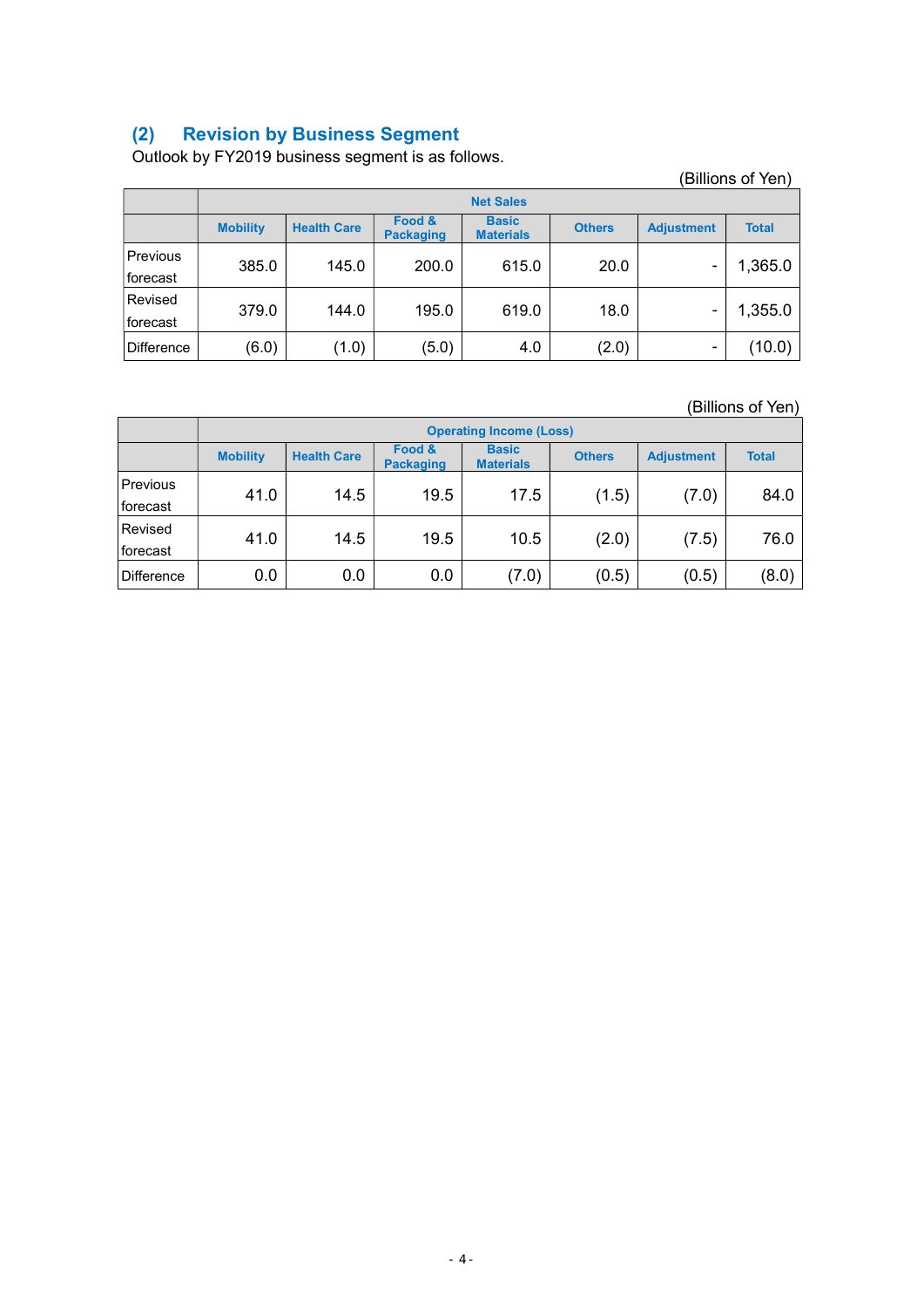### (2) Revision by Business Segment

Outlook by FY2019 business segment is as follows.

(Billions of Yen)

| | Net Sales | | | | | | |
|---|---|---|---|---|---|---|---|
| | Mobility | Health Care | Food & Packaging | Basic Materials | Others | Adjustment | Total |
| Previous forecast | 385.0 | 145.0 | 200.0 | 615.0 | 20.0 | - | 1,365.0 |
| Revised forecast | 379.0 | 144.0 | 195.0 | 619.0 | 18.0 | - | 1,355.0 |
| Difference | (6.0) | (1.0) | (5.0) | 4.0 | (2.0) | - | (10.0) |

(Billions of Yen)

| | Operating Income (Loss) | | | | | | |
|---|---|---|---|---|---|---|---|
| | Mobility | Health Care | Food & Packaging | Basic Materials | Others | Adjustment | Total |
| Previous forecast | 41.0 | 14.5 | 19.5 | 17.5 | (1.5) | (7.0) | 84.0 |
| Revised forecast | 41.0 | 14.5 | 19.5 | 10.5 | (2.0) | (7.5) | 76.0 |
| Difference | 0.0 | 0.0 | 0.0 | (7.0) | (0.5) | (0.5) | (8.0) |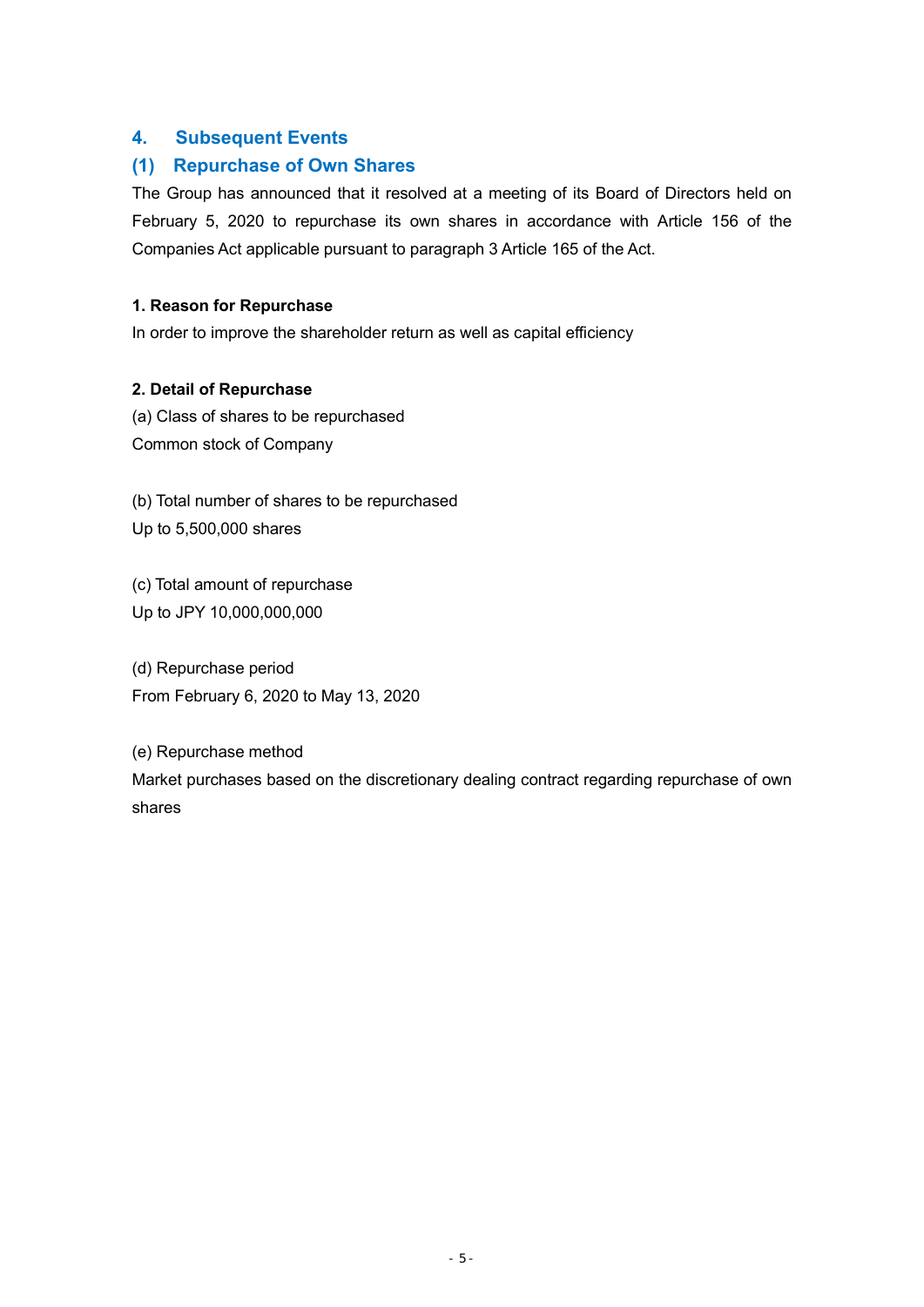## 4. Subsequent Events

### (1) Repurchase of Own Shares

The Group has announced that it resolved at a meeting of its Board of Directors held on February 5, 2020 to repurchase its own shares in accordance with Article 156 of the Companies Act applicable pursuant to paragraph 3 Article 165 of the Act.

**1. Reason for Repurchase**

In order to improve the shareholder return as well as capital efficiency

**2. Detail of Repurchase**

(a) Class of shares to be repurchased
Common stock of Company

(b) Total number of shares to be repurchased
Up to 5,500,000 shares

(c) Total amount of repurchase
Up to JPY 10,000,000,000

(d) Repurchase period
From February 6, 2020 to May 13, 2020

(e) Repurchase method
Market purchases based on the discretionary dealing contract regarding repurchase of own shares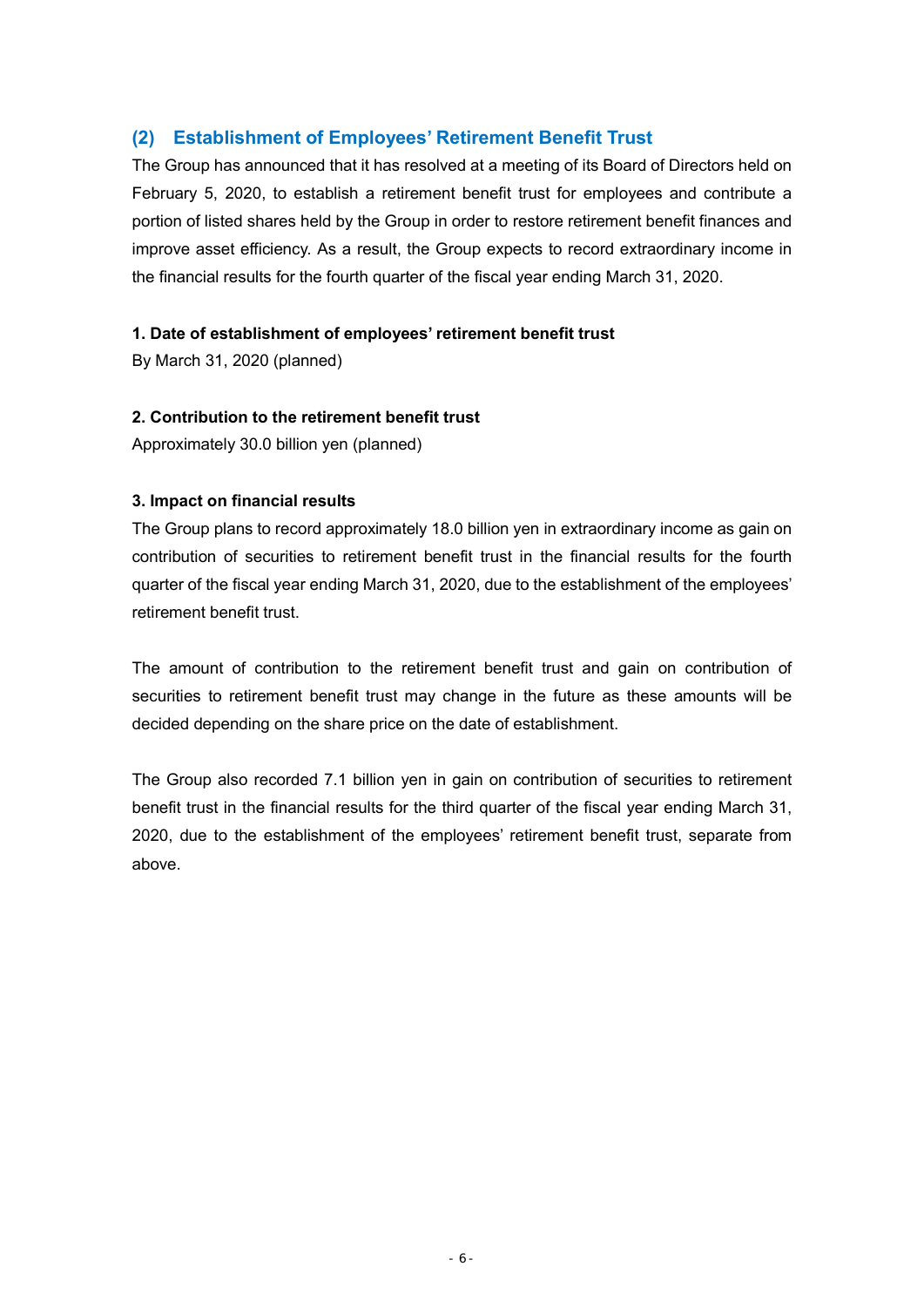## (2) Establishment of Employees' Retirement Benefit Trust

The Group has announced that it has resolved at a meeting of its Board of Directors held on February 5, 2020, to establish a retirement benefit trust for employees and contribute a portion of listed shares held by the Group in order to restore retirement benefit finances and improve asset efficiency. As a result, the Group expects to record extraordinary income in the financial results for the fourth quarter of the fiscal year ending March 31, 2020.

**1. Date of establishment of employees' retirement benefit trust**

By March 31, 2020 (planned)

**2. Contribution to the retirement benefit trust**

Approximately 30.0 billion yen (planned)

**3. Impact on financial results**

The Group plans to record approximately 18.0 billion yen in extraordinary income as gain on contribution of securities to retirement benefit trust in the financial results for the fourth quarter of the fiscal year ending March 31, 2020, due to the establishment of the employees' retirement benefit trust.

The amount of contribution to the retirement benefit trust and gain on contribution of securities to retirement benefit trust may change in the future as these amounts will be decided depending on the share price on the date of establishment.

The Group also recorded 7.1 billion yen in gain on contribution of securities to retirement benefit trust in the financial results for the third quarter of the fiscal year ending March 31, 2020, due to the establishment of the employees' retirement benefit trust, separate from above.